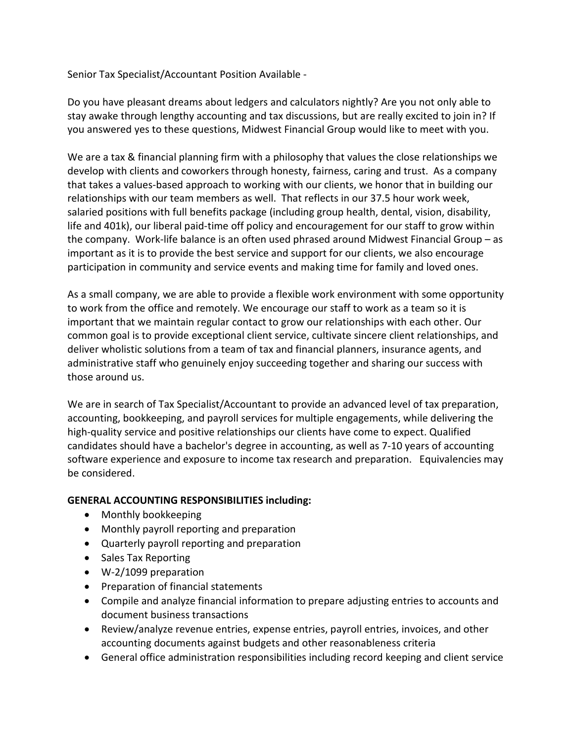Senior Tax Specialist/Accountant Position Available -

Do you have pleasant dreams about ledgers and calculators nightly? Are you not only able to stay awake through lengthy accounting and tax discussions, but are really excited to join in? If you answered yes to these questions, Midwest Financial Group would like to meet with you.

We are a tax & financial planning firm with a philosophy that values the close relationships we develop with clients and coworkers through honesty, fairness, caring and trust. As a company that takes a values-based approach to working with our clients, we honor that in building our relationships with our team members as well. That reflects in our 37.5 hour work week, salaried positions with full benefits package (including group health, dental, vision, disability, life and 401k), our liberal paid-time off policy and encouragement for our staff to grow within the company. Work-life balance is an often used phrased around Midwest Financial Group – as important as it is to provide the best service and support for our clients, we also encourage participation in community and service events and making time for family and loved ones.

As a small company, we are able to provide a flexible work environment with some opportunity to work from the office and remotely. We encourage our staff to work as a team so it is important that we maintain regular contact to grow our relationships with each other. Our common goal is to provide exceptional client service, cultivate sincere client relationships, and deliver wholistic solutions from a team of tax and financial planners, insurance agents, and administrative staff who genuinely enjoy succeeding together and sharing our success with those around us.

We are in search of Tax Specialist/Accountant to provide an advanced level of tax preparation, accounting, bookkeeping, and payroll services for multiple engagements, while delivering the high-quality service and positive relationships our clients have come to expect. Qualified candidates should have a bachelor's degree in accounting, as well as 7-10 years of accounting software experience and exposure to income tax research and preparation. Equivalencies may be considered.

**GENERAL ACCOUNTING RESPONSIBILITIES including:**

- Monthly bookkeeping
- Monthly payroll reporting and preparation
- Quarterly payroll reporting and preparation
- Sales Tax Reporting
- W-2/1099 preparation
- Preparation of financial statements
- Compile and analyze financial information to prepare adjusting entries to accounts and document business transactions
- Review/analyze revenue entries, expense entries, payroll entries, invoices, and other accounting documents against budgets and other reasonableness criteria
- General office administration responsibilities including record keeping and client service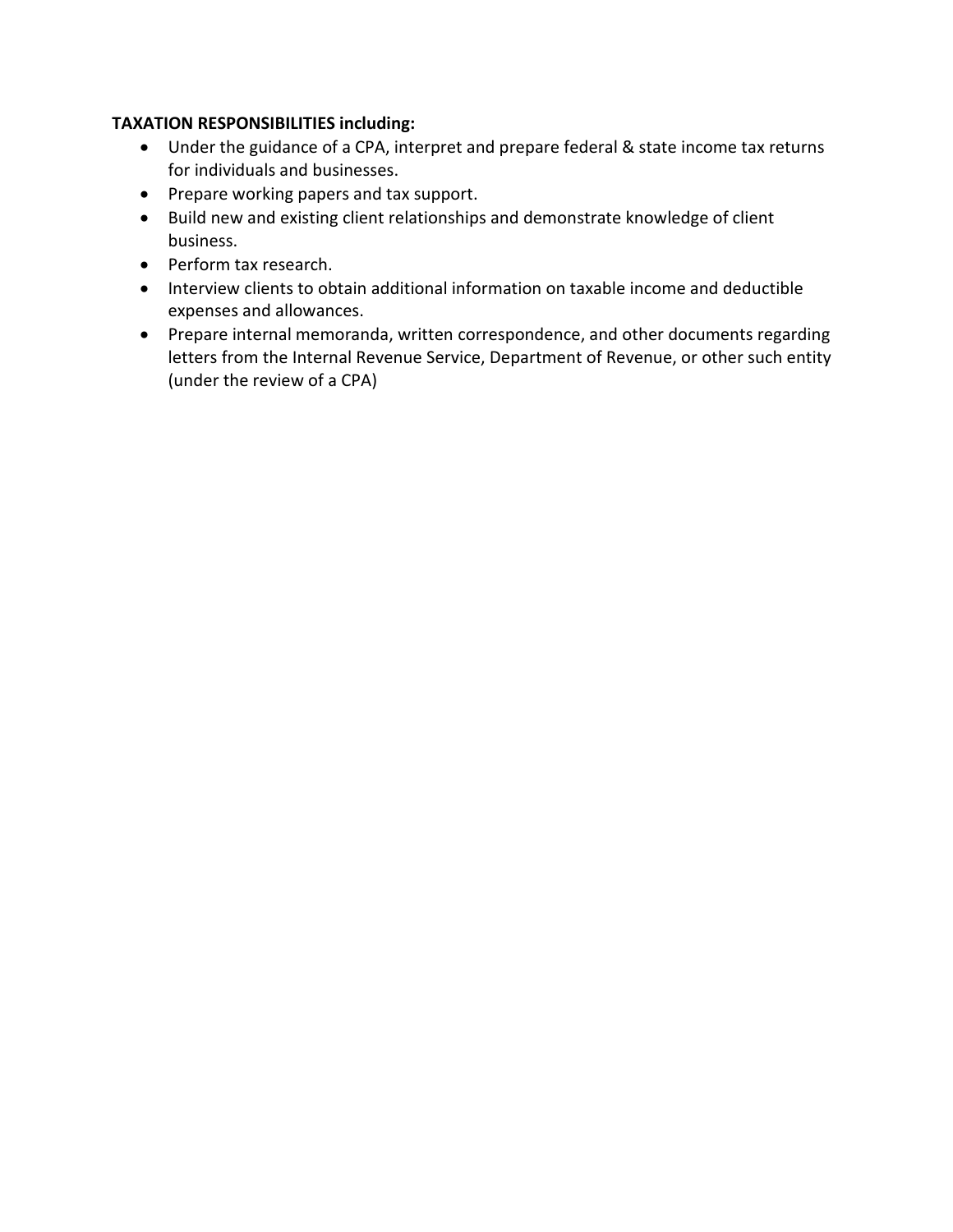**TAXATION RESPONSIBILITIES including:**

- Under the guidance of a CPA, interpret and prepare federal & state income tax returns for individuals and businesses.
- Prepare working papers and tax support.
- Build new and existing client relationships and demonstrate knowledge of client business.
- Perform tax research.
- Interview clients to obtain additional information on taxable income and deductible expenses and allowances.
- Prepare internal memoranda, written correspondence, and other documents regarding letters from the Internal Revenue Service, Department of Revenue, or other such entity (under the review of a CPA)